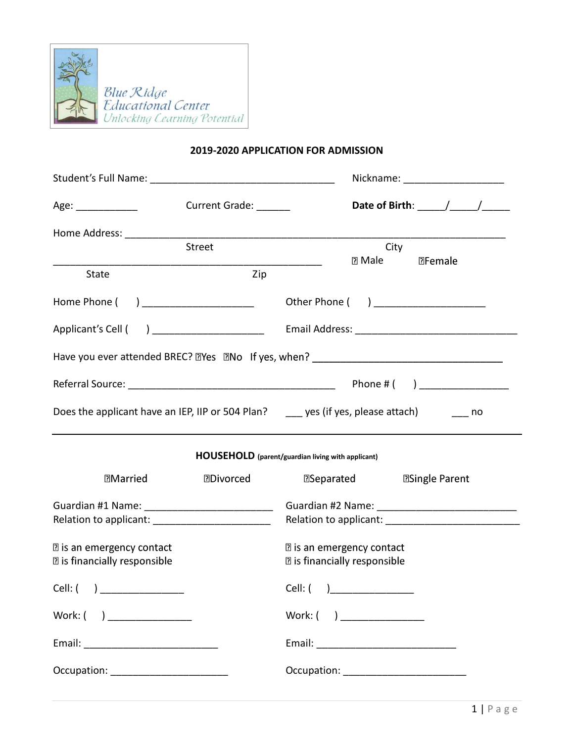Blue Ridge Educational Center

Unlocking Learning Potential

## 2019-2020 APPLICATION FOR ADMISSION

Student's Full Name: _________________________________ Nickname: __________________

Age: ___________ Current Grade: ______ **Date of Birth**: _____/_____/_____

Home Address: ______________________________________________________________________

Street City

_________________________________________________ ☐ Male ☐Female

State Zip

Home Phone ( ) ____________________ Other Phone ( ) ____________________

Applicant's Cell ( ) ____________________ Email Address: ____________________________

Have you ever attended BREC? ☐Yes ☐No If yes, when? __________________________________

Referral Source: ______________________________________ Phone # ( ) ________________

Does the applicant have an IEP, IIP or 504 Plan? ___ yes (if yes, please attach) ___ no

---

**HOUSEHOLD** (parent/guardian living with applicant)

☐Married ☐Divorced ☐Separated ☐Single Parent

Guardian #1 Name: _______________________

Relation to applicant: _____________________

☐ is an emergency contact

☐ is financially responsible

Cell: ( ) _______________

Work: ( ) _______________

Email: ________________________

Occupation: _____________________

Guardian #2 Name: _________________________

Relation to applicant: _______________________

☐ is an emergency contact

☐ is financially responsible

Cell: ( )_______________

Work: ( ) _______________

Email: _________________________

Occupation: ______________________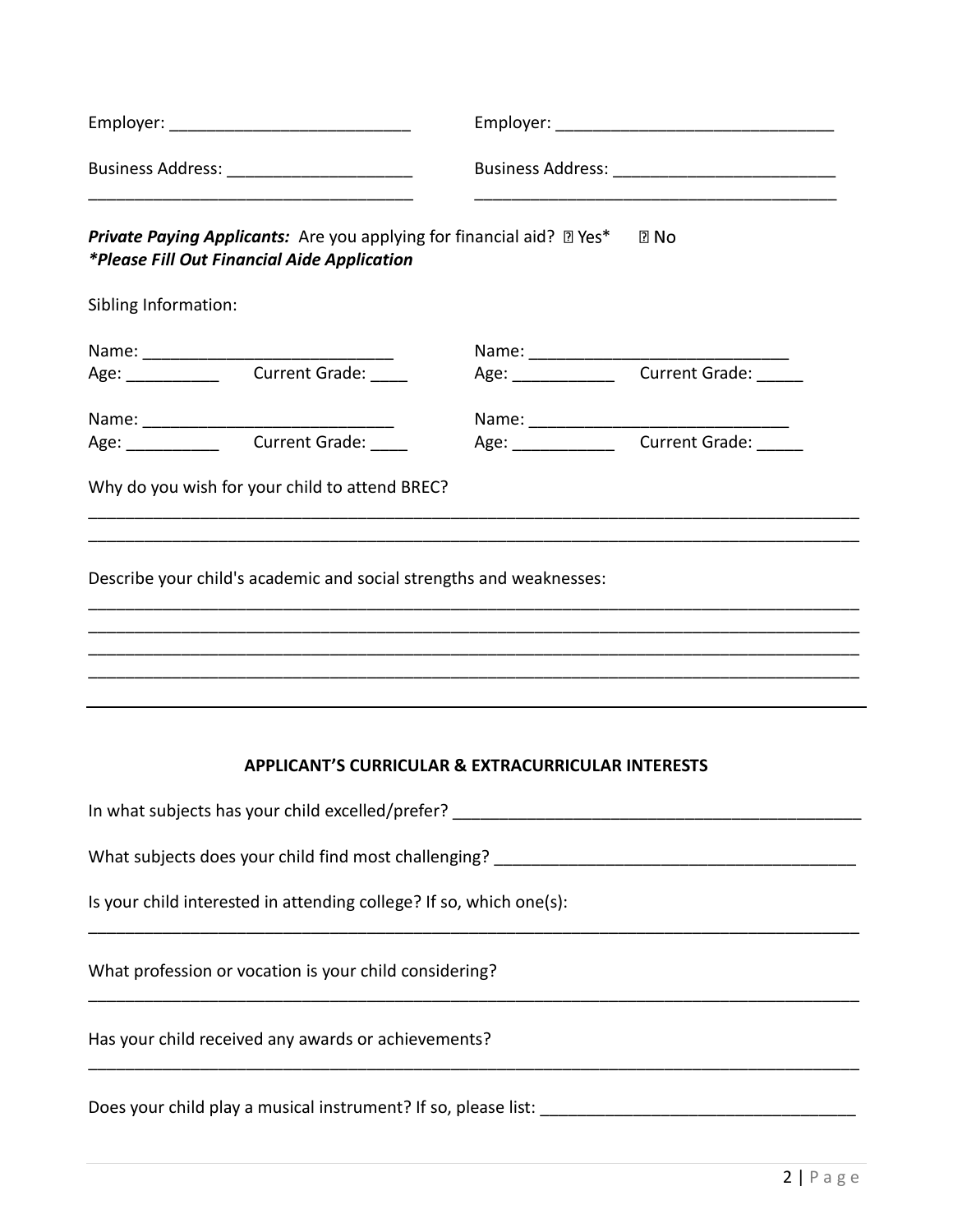Employer: __________________________ Employer: ______________________________

Business Address: ____________________ Business Address: ________________________

___________________________________ ________________________________________

***Private Paying Applicants:*** Are you applying for financial aid? ☐ Yes* ☐ No
***Please Fill Out Financial Aide Application***

Sibling Information:

Name: ___________________________ Name: ____________________________
Age: __________ Current Grade: ____ Age: ___________ Current Grade: _____

Name: ___________________________ Name: ____________________________
Age: __________ Current Grade: ____ Age: ___________ Current Grade: _____

Why do you wish for your child to attend BREC?

______________________________________________________________________________________
______________________________________________________________________________________

Describe your child's academic and social strengths and weaknesses:

______________________________________________________________________________________
______________________________________________________________________________________
______________________________________________________________________________________
______________________________________________________________________________________

---

**APPLICANT'S CURRICULAR & EXTRACURRICULAR INTERESTS**

In what subjects has your child excelled/prefer? ______________________________________________

What subjects does your child find most challenging? ________________________________________

Is your child interested in attending college? If so, which one(s):

______________________________________________________________________________________

What profession or vocation is your child considering?

______________________________________________________________________________________

Has your child received any awards or achievements?

______________________________________________________________________________________

Does your child play a musical instrument? If so, please list: __________________________________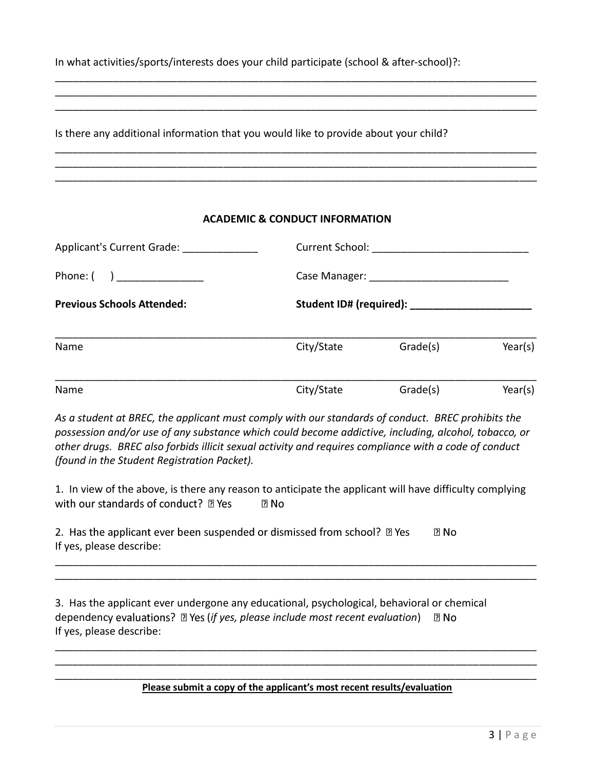In what activities/sports/interests does your child participate (school & after-school)?:

______________________________________________________________________________
______________________________________________________________________________
______________________________________________________________________________

Is there any additional information that you would like to provide about your child?

______________________________________________________________________________
______________________________________________________________________________
______________________________________________________________________________

**ACADEMIC & CONDUCT INFORMATION**

Applicant's Current Grade: _____________ Current School: ___________________________

Phone: (     ) _______________ Case Manager: ________________________

**Previous Schools Attended:** **Student ID# (required): _____________________**

______________________________________________________________________________

Name City/State Grade(s) Year(s)

______________________________________________________________________________

Name City/State Grade(s) Year(s)

*As a student at BREC, the applicant must comply with our standards of conduct. BREC prohibits the possession and/or use of any substance which could become addictive, including, alcohol, tobacco, or other drugs. BREC also forbids illicit sexual activity and requires compliance with a code of conduct (found in the Student Registration Packet).*

1. In view of the above, is there any reason to anticipate the applicant will have difficulty complying with our standards of conduct? ☐ Yes ☐ No

2. Has the applicant ever been suspended or dismissed from school? ☐ Yes ☐ No
If yes, please describe:

______________________________________________________________________________
______________________________________________________________________________

3. Has the applicant ever undergone any educational, psychological, behavioral or chemical dependency evaluations? ☐ Yes (*if yes, please include most recent evaluation*) ☐ No
If yes, please describe:

______________________________________________________________________________
______________________________________________________________________________
______________________________________________________________________________

**Please submit a copy of the applicant's most recent results/evaluation**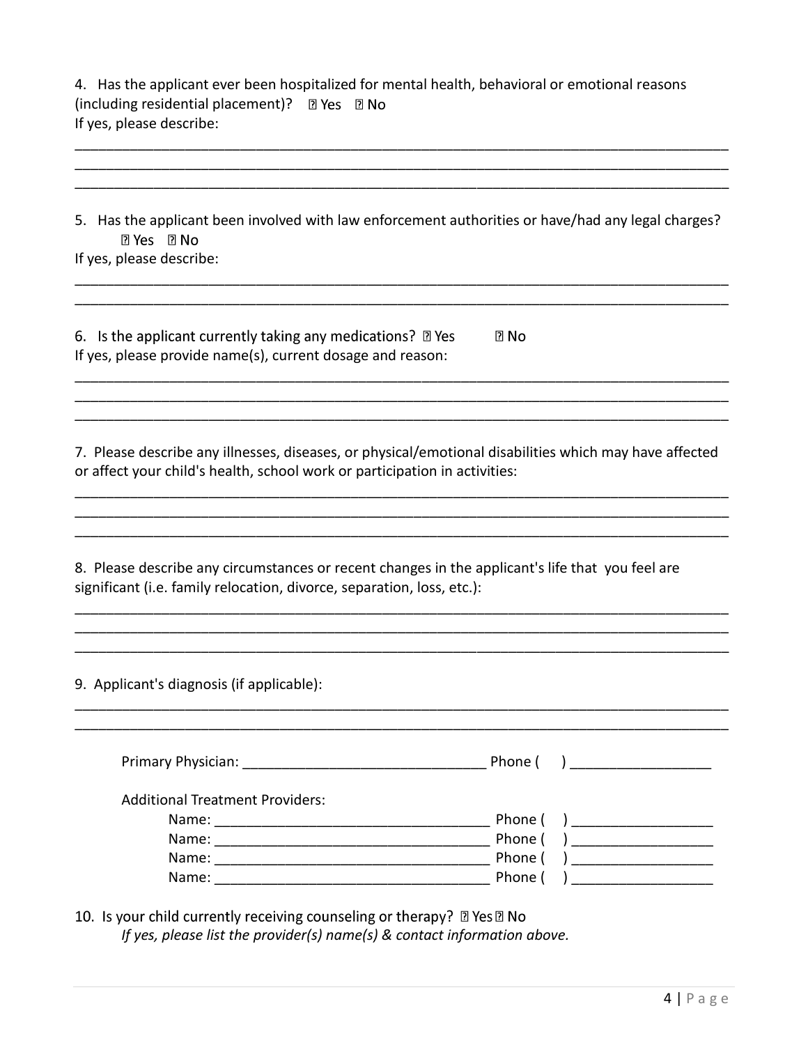4. Has the applicant ever been hospitalized for mental health, behavioral or emotional reasons (including residential placement)? ☐ Yes ☐ No

If yes, please describe:

_______________________________________________________________________________

_______________________________________________________________________________

_______________________________________________________________________________

5. Has the applicant been involved with law enforcement authorities or have/had any legal charges? ☐ Yes ☐ No

If yes, please describe:

_______________________________________________________________________________

_______________________________________________________________________________

6. Is the applicant currently taking any medications? ☐ Yes ☐ No

If yes, please provide name(s), current dosage and reason:

_______________________________________________________________________________

_______________________________________________________________________________

_______________________________________________________________________________

7. Please describe any illnesses, diseases, or physical/emotional disabilities which may have affected or affect your child's health, school work or participation in activities:

_______________________________________________________________________________

_______________________________________________________________________________

_______________________________________________________________________________

8. Please describe any circumstances or recent changes in the applicant's life that you feel are significant (i.e. family relocation, divorce, separation, loss, etc.):

_______________________________________________________________________________

_______________________________________________________________________________

_______________________________________________________________________________

9. Applicant's diagnosis (if applicable):

_______________________________________________________________________________

_______________________________________________________________________________

Primary Physician: _______________________________ Phone ( ) __________________

Additional Treatment Providers:

Name: __________________________________ Phone ( ) __________________

Name: __________________________________ Phone ( ) __________________

Name: __________________________________ Phone ( ) __________________

Name: __________________________________ Phone ( ) __________________

10. Is your child currently receiving counseling or therapy? ☐ Yes ☐ No

*If yes, please list the provider(s) name(s) & contact information above.*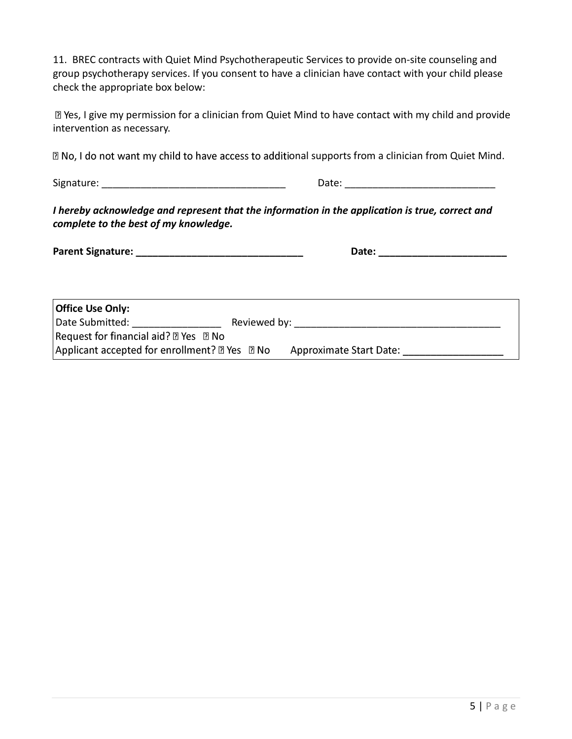11. BREC contracts with Quiet Mind Psychotherapeutic Services to provide on-site counseling and group psychotherapy services. If you consent to have a clinician have contact with your child please check the appropriate box below:

☐ Yes, I give my permission for a clinician from Quiet Mind to have contact with my child and provide intervention as necessary.

☐ No, I do not want my child to have access to additional supports from a clinician from Quiet Mind.

Signature: _________________________________ Date: ___________________________

***I hereby acknowledge and represent that the information in the application is true, correct and complete to the best of my knowledge.***

**Parent Signature: ______________________________ Date: _______________________**

**Office Use Only:**
Date Submitted: ________________ Reviewed by: _____________________________________
Request for financial aid? ☐ Yes ☐ No
Applicant accepted for enrollment? ☐ Yes ☐ No Approximate Start Date: _________________